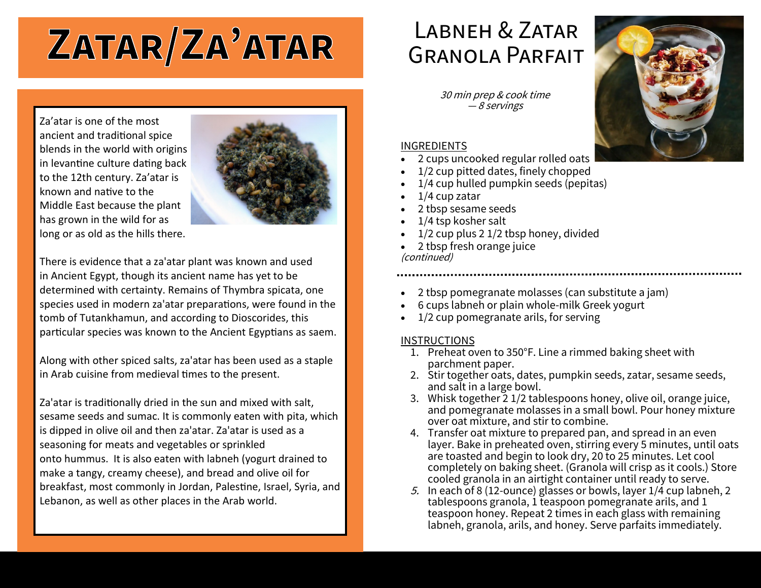# Zatar/Za'atar

Za'atar is one of the most ancient and traditional spice blends in the world with origins in levantine culture dating back to the 12th century. Za'atar is known and native to the Middle East because the plant has grown in the wild for as long or as old as the hills there.

There is evidence that a za'atar plant was known and used in Ancient Egypt, though its ancient name has yet to be determined with certainty. Remains of Thymbra spicata, one species used in modern za'atar preparations, were found in the tomb of Tutankhamun, and according to Dioscorides, this particular species was known to the Ancient Egyptians as saem.

Along with other spiced salts, za'atar has been used as a staple in Arab cuisine from medieval times to the present.

Za'atar is traditionally dried in the sun and mixed with salt, sesame seeds and sumac. It is commonly eaten with pita, which is dipped in olive oil and then za'atar. Za'atar is used as a seasoning for meats and vegetables or sprinkled onto hummus. It is also eaten with labneh (yogurt drained to make a tangy, creamy cheese), and bread and olive oil for breakfast, most commonly in Jordan, Palestine, Israel, Syria, and Lebanon, as well as other places in the Arab world.

# Labneh & Zatar Granola Parfait

*30 min prep & cook time — 8 servings*

INGREDIENTS

- 2 cups uncooked regular rolled oats
- 1/2 cup pitted dates, finely chopped
- 1/4 cup hulled pumpkin seeds (pepitas)
- 1/4 cup zatar
- 2 tbsp sesame seeds
- 1/4 tsp kosher salt
- 1/2 cup plus 2 1/2 tbsp honey, divided
- 2 tbsp fresh orange juice

*(continued)*

- 2 tbsp pomegranate molasses (can substitute a jam)
- 6 cups labneh or plain whole-milk Greek yogurt
- 1/2 cup pomegranate arils, for serving

INSTRUCTIONS

1. Preheat oven to 350°F. Line a rimmed baking sheet with parchment paper.
2. Stir together oats, dates, pumpkin seeds, zatar, sesame seeds, and salt in a large bowl.
3. Whisk together 2 1/2 tablespoons honey, olive oil, orange juice, and pomegranate molasses in a small bowl. Pour honey mixture over oat mixture, and stir to combine.
4. Transfer oat mixture to prepared pan, and spread in an even layer. Bake in preheated oven, stirring every 5 minutes, until oats are toasted and begin to look dry, 20 to 25 minutes. Let cool completely on baking sheet. (Granola will crisp as it cools.) Store cooled granola in an airtight container until ready to serve.
5. In each of 8 (12-ounce) glasses or bowls, layer 1/4 cup labneh, 2 tablespoons granola, 1 teaspoon pomegranate arils, and 1 teaspoon honey. Repeat 2 times in each glass with remaining labneh, granola, arils, and honey. Serve parfaits immediately.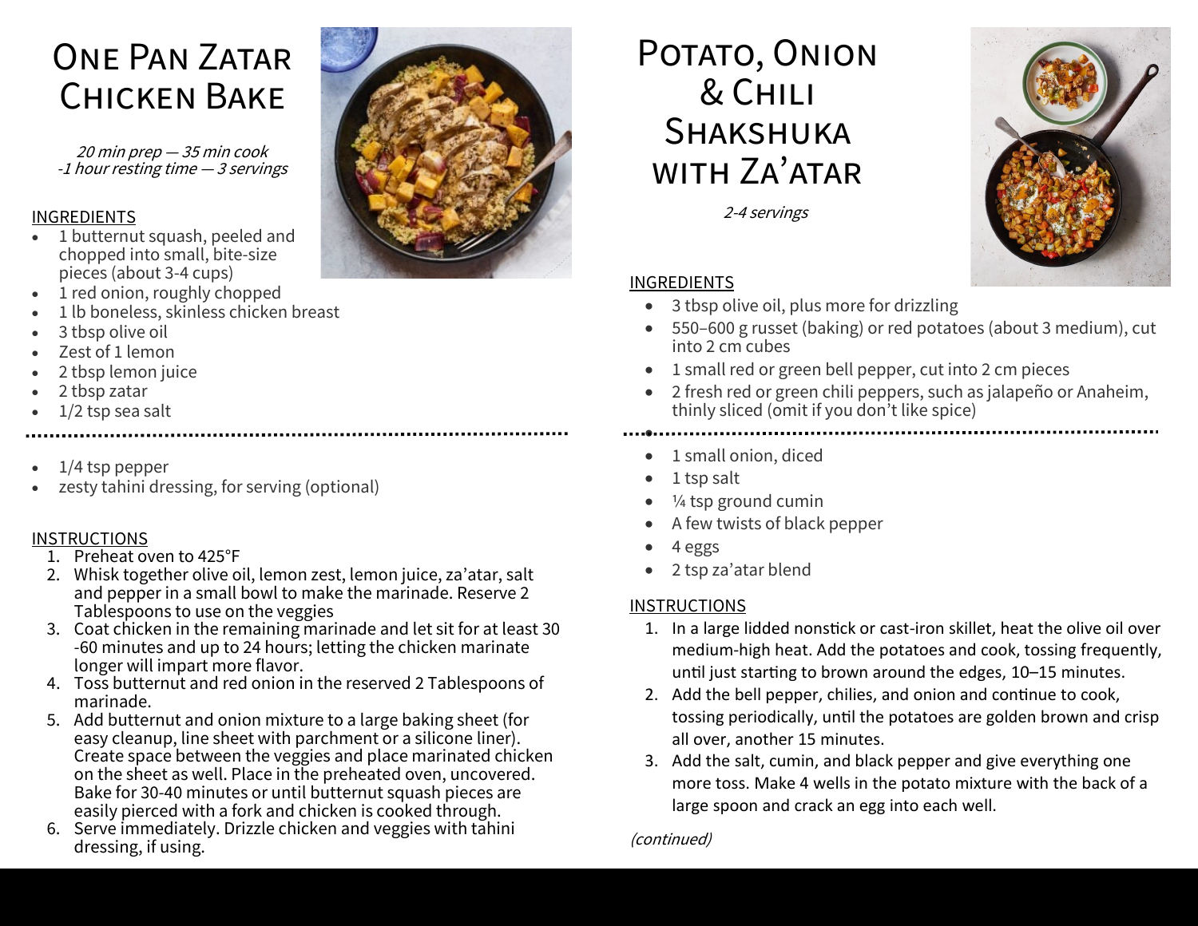# One Pan Zatar Chicken Bake

*20 min prep — 35 min cook*
*-1 hour resting time — 3 servings*

INGREDIENTS

- 1 butternut squash, peeled and chopped into small, bite-size pieces (about 3-4 cups)
- 1 red onion, roughly chopped
- 1 lb boneless, skinless chicken breast
- 3 tbsp olive oil
- Zest of 1 lemon
- 2 tbsp lemon juice
- 2 tbsp zatar
- 1/2 tsp sea salt
- 1/4 tsp pepper
- zesty tahini dressing, for serving (optional)

INSTRUCTIONS

1. Preheat oven to 425°F
2. Whisk together olive oil, lemon zest, lemon juice, za'atar, salt and pepper in a small bowl to make the marinade. Reserve 2 Tablespoons to use on the veggies
3. Coat chicken in the remaining marinade and let sit for at least 30 -60 minutes and up to 24 hours; letting the chicken marinate longer will impart more flavor.
4. Toss butternut and red onion in the reserved 2 Tablespoons of marinade.
5. Add butternut and onion mixture to a large baking sheet (for easy cleanup, line sheet with parchment or a silicone liner). Create space between the veggies and place marinated chicken on the sheet as well. Place in the preheated oven, uncovered. Bake for 30-40 minutes or until butternut squash pieces are easily pierced with a fork and chicken is cooked through.
6. Serve immediately. Drizzle chicken and veggies with tahini dressing, if using.

# Potato, Onion & Chili Shakshuka with Za'atar

*2-4 servings*

INGREDIENTS

- 3 tbsp olive oil, plus more for drizzling
- 550–600 g russet (baking) or red potatoes (about 3 medium), cut into 2 cm cubes
- 1 small red or green bell pepper, cut into 2 cm pieces
- 2 fresh red or green chili peppers, such as jalapeño or Anaheim, thinly sliced (omit if you don't like spice)
- 1 small onion, diced
- 1 tsp salt
- ¼ tsp ground cumin
- A few twists of black pepper
- 4 eggs
- 2 tsp za'atar blend

INSTRUCTIONS

1. In a large lidded nonstick or cast-iron skillet, heat the olive oil over medium-high heat. Add the potatoes and cook, tossing frequently, until just starting to brown around the edges, 10–15 minutes.
2. Add the bell pepper, chilies, and onion and continue to cook, tossing periodically, until the potatoes are golden brown and crisp all over, another 15 minutes.
3. Add the salt, cumin, and black pepper and give everything one more toss. Make 4 wells in the potato mixture with the back of a large spoon and crack an egg into each well.

*(continued)*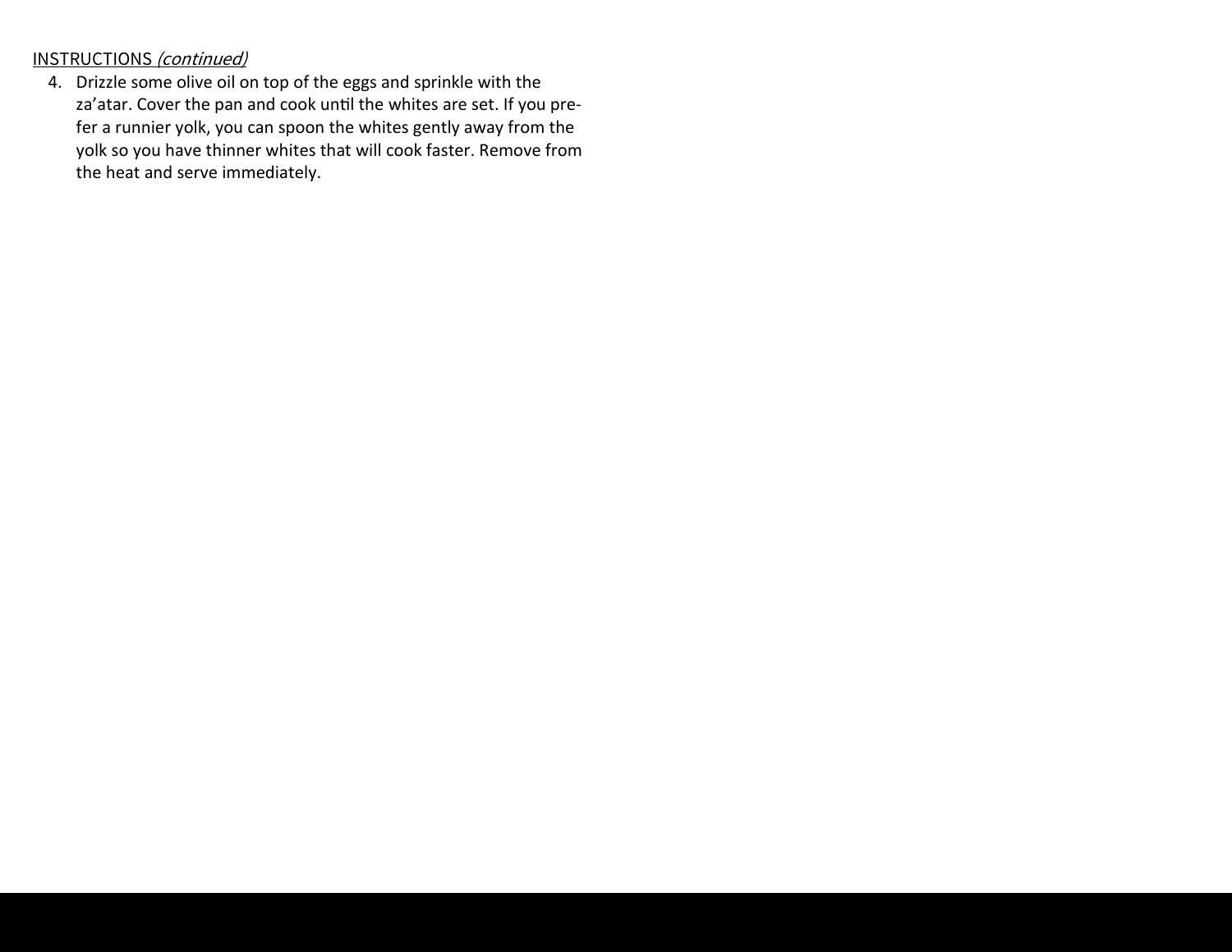INSTRUCTIONS *(continued)*

4. Drizzle some olive oil on top of the eggs and sprinkle with the za'atar. Cover the pan and cook until the whites are set. If you prefer a runnier yolk, you can spoon the whites gently away from the yolk so you have thinner whites that will cook faster. Remove from the heat and serve immediately.